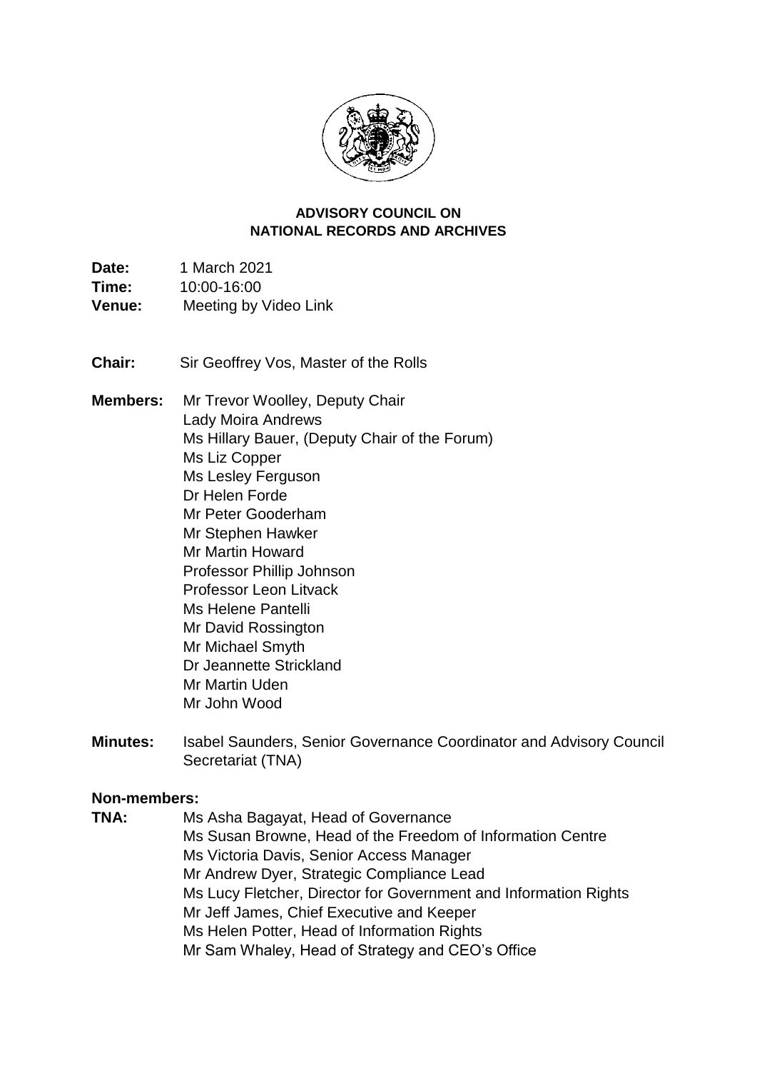**ADVISORY COUNCIL ON NATIONAL RECORDS AND ARCHIVES**

**Date:** 1 March 2021
**Time:** 10:00-16:00
**Venue:** Meeting by Video Link

**Chair:** Sir Geoffrey Vos, Master of the Rolls

**Members:**
Mr Trevor Woolley, Deputy Chair
Lady Moira Andrews
Ms Hillary Bauer, (Deputy Chair of the Forum)
Ms Liz Copper
Ms Lesley Ferguson
Dr Helen Forde
Mr Peter Gooderham
Mr Stephen Hawker
Mr Martin Howard
Professor Phillip Johnson
Professor Leon Litvack
Ms Helene Pantelli
Mr David Rossington
Mr Michael Smyth
Dr Jeannette Strickland
Mr Martin Uden
Mr John Wood

**Minutes:** Isabel Saunders, Senior Governance Coordinator and Advisory Council Secretariat (TNA)

**Non-members:**

**TNA:**
Ms Asha Bagayat, Head of Governance
Ms Susan Browne, Head of the Freedom of Information Centre
Ms Victoria Davis, Senior Access Manager
Mr Andrew Dyer, Strategic Compliance Lead
Ms Lucy Fletcher, Director for Government and Information Rights
Mr Jeff James, Chief Executive and Keeper
Ms Helen Potter, Head of Information Rights
Mr Sam Whaley, Head of Strategy and CEO's Office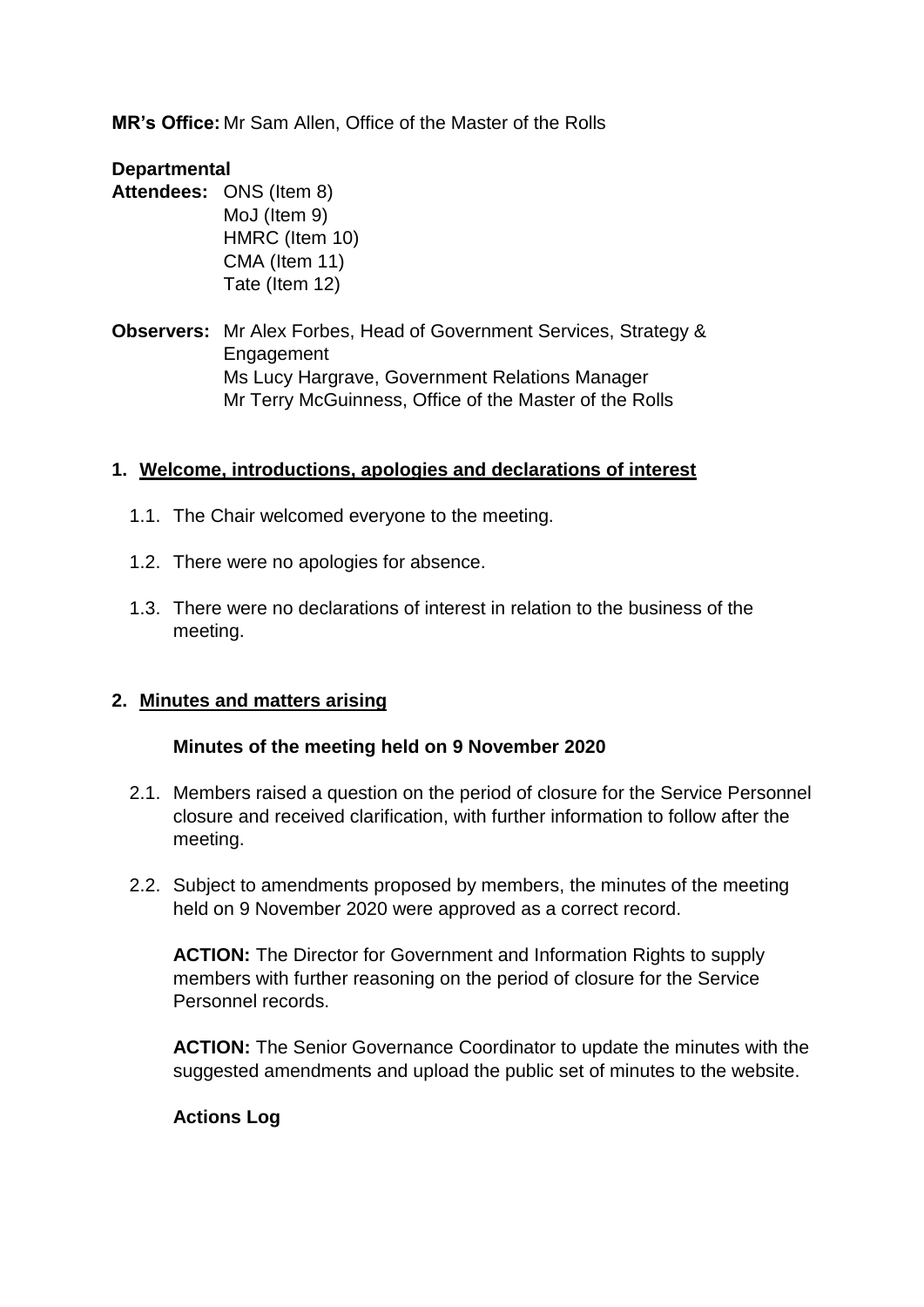**MR's Office:** Mr Sam Allen, Office of the Master of the Rolls

**Departmental Attendees:** ONS (Item 8)
MoJ (Item 9)
HMRC (Item 10)
CMA (Item 11)
Tate (Item 12)

**Observers:** Mr Alex Forbes, Head of Government Services, Strategy & Engagement
Ms Lucy Hargrave, Government Relations Manager
Mr Terry McGuinness, Office of the Master of the Rolls

## 1. Welcome, introductions, apologies and declarations of interest

1.1. The Chair welcomed everyone to the meeting.

1.2. There were no apologies for absence.

1.3. There were no declarations of interest in relation to the business of the meeting.

## 2. Minutes and matters arising

**Minutes of the meeting held on 9 November 2020**

2.1. Members raised a question on the period of closure for the Service Personnel closure and received clarification, with further information to follow after the meeting.

2.2. Subject to amendments proposed by members, the minutes of the meeting held on 9 November 2020 were approved as a correct record.

**ACTION:** The Director for Government and Information Rights to supply members with further reasoning on the period of closure for the Service Personnel records.

**ACTION:** The Senior Governance Coordinator to update the minutes with the suggested amendments and upload the public set of minutes to the website.

**Actions Log**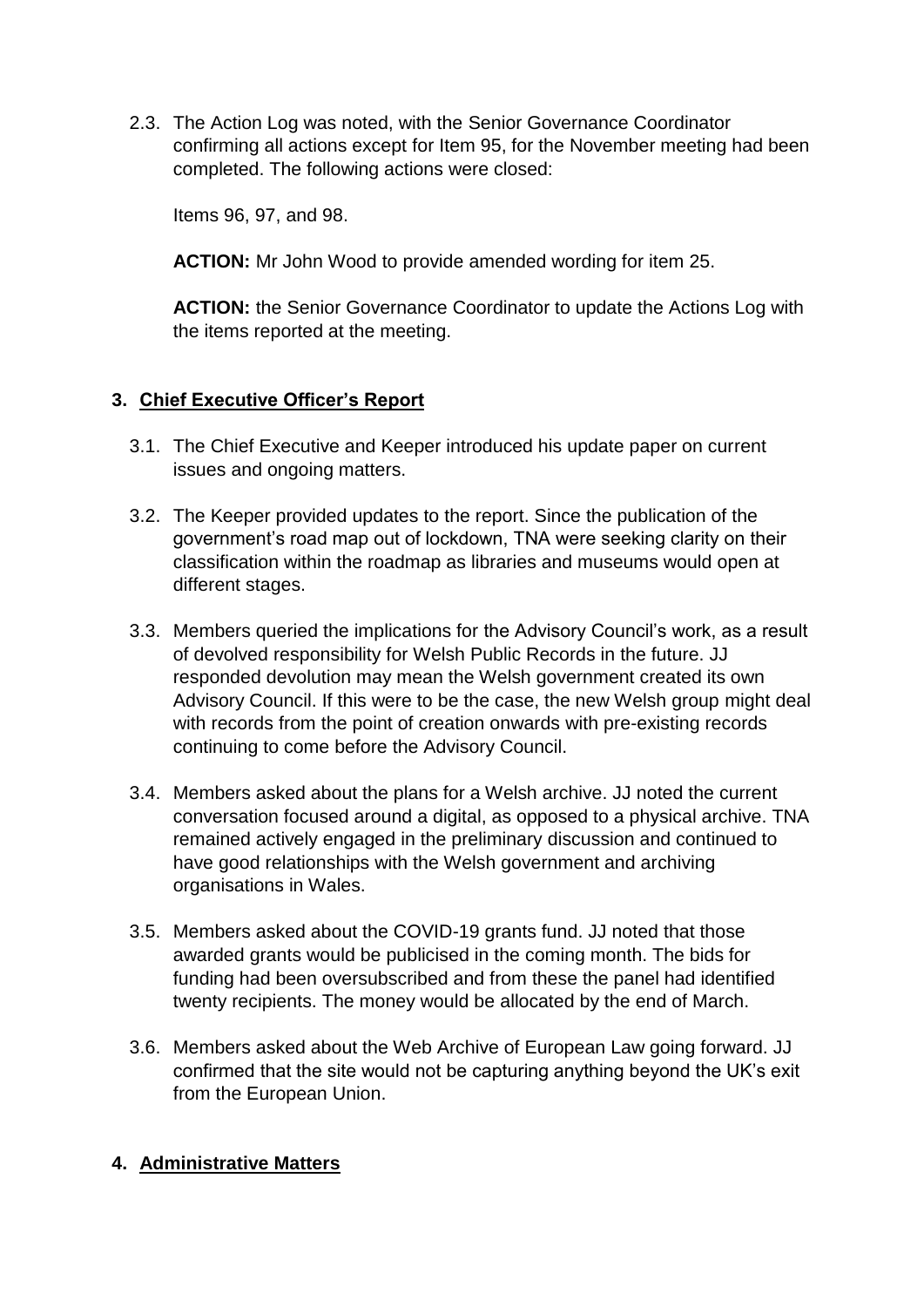2.3. The Action Log was noted, with the Senior Governance Coordinator confirming all actions except for Item 95, for the November meeting had been completed. The following actions were closed:

Items 96, 97, and 98.

**ACTION:** Mr John Wood to provide amended wording for item 25.

**ACTION:** the Senior Governance Coordinator to update the Actions Log with the items reported at the meeting.

## 3. Chief Executive Officer's Report

3.1. The Chief Executive and Keeper introduced his update paper on current issues and ongoing matters.

3.2. The Keeper provided updates to the report. Since the publication of the government's road map out of lockdown, TNA were seeking clarity on their classification within the roadmap as libraries and museums would open at different stages.

3.3. Members queried the implications for the Advisory Council's work, as a result of devolved responsibility for Welsh Public Records in the future. JJ responded devolution may mean the Welsh government created its own Advisory Council. If this were to be the case, the new Welsh group might deal with records from the point of creation onwards with pre-existing records continuing to come before the Advisory Council.

3.4. Members asked about the plans for a Welsh archive. JJ noted the current conversation focused around a digital, as opposed to a physical archive. TNA remained actively engaged in the preliminary discussion and continued to have good relationships with the Welsh government and archiving organisations in Wales.

3.5. Members asked about the COVID-19 grants fund. JJ noted that those awarded grants would be publicised in the coming month. The bids for funding had been oversubscribed and from these the panel had identified twenty recipients. The money would be allocated by the end of March.

3.6. Members asked about the Web Archive of European Law going forward. JJ confirmed that the site would not be capturing anything beyond the UK's exit from the European Union.

## 4. Administrative Matters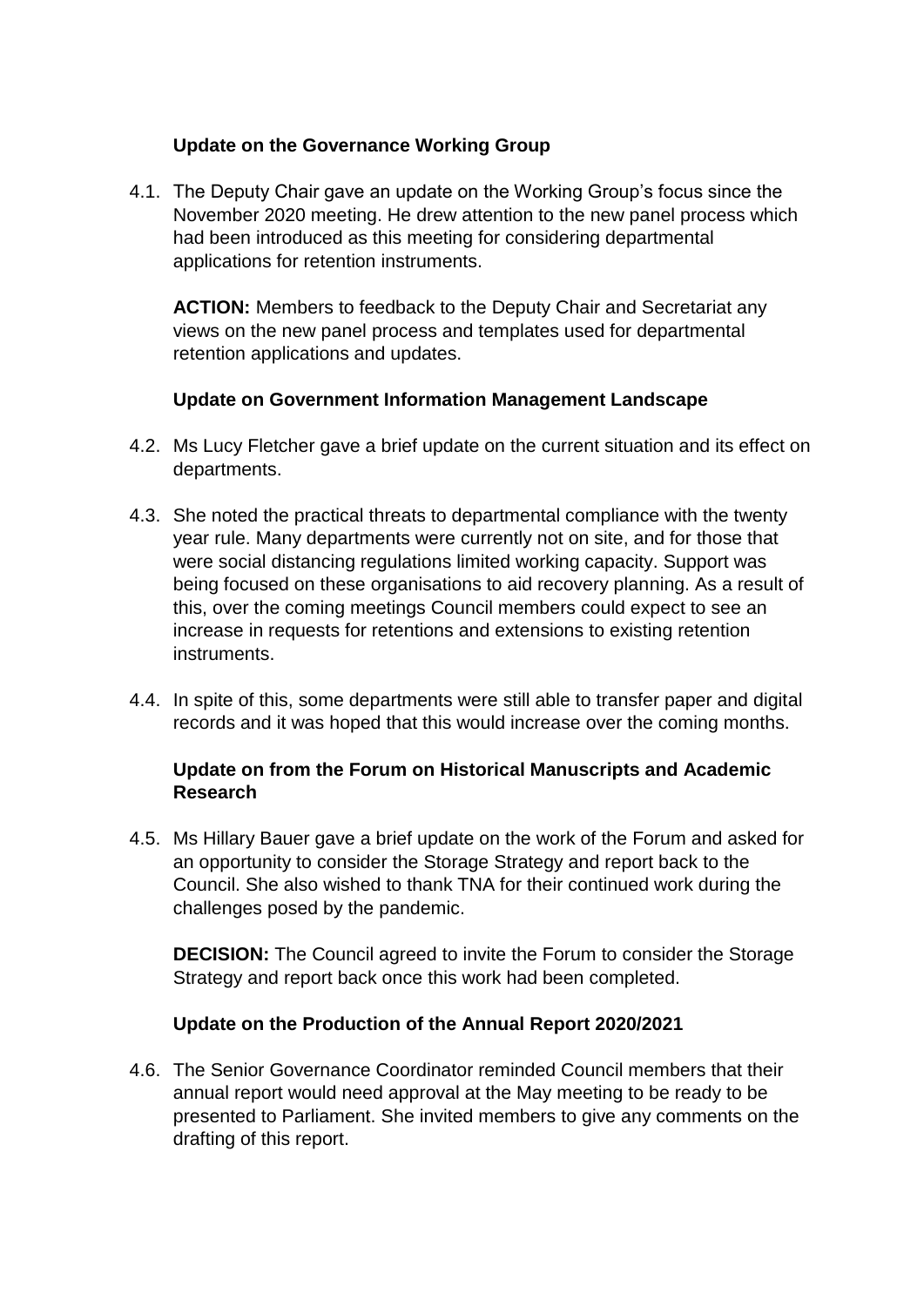**Update on the Governance Working Group**

4.1. The Deputy Chair gave an update on the Working Group's focus since the November 2020 meeting. He drew attention to the new panel process which had been introduced as this meeting for considering departmental applications for retention instruments.

**ACTION:** Members to feedback to the Deputy Chair and Secretariat any views on the new panel process and templates used for departmental retention applications and updates.

**Update on Government Information Management Landscape**

4.2. Ms Lucy Fletcher gave a brief update on the current situation and its effect on departments.

4.3. She noted the practical threats to departmental compliance with the twenty year rule. Many departments were currently not on site, and for those that were social distancing regulations limited working capacity. Support was being focused on these organisations to aid recovery planning. As a result of this, over the coming meetings Council members could expect to see an increase in requests for retentions and extensions to existing retention instruments.

4.4. In spite of this, some departments were still able to transfer paper and digital records and it was hoped that this would increase over the coming months.

**Update on from the Forum on Historical Manuscripts and Academic Research**

4.5. Ms Hillary Bauer gave a brief update on the work of the Forum and asked for an opportunity to consider the Storage Strategy and report back to the Council. She also wished to thank TNA for their continued work during the challenges posed by the pandemic.

**DECISION:** The Council agreed to invite the Forum to consider the Storage Strategy and report back once this work had been completed.

**Update on the Production of the Annual Report 2020/2021**

4.6. The Senior Governance Coordinator reminded Council members that their annual report would need approval at the May meeting to be ready to be presented to Parliament. She invited members to give any comments on the drafting of this report.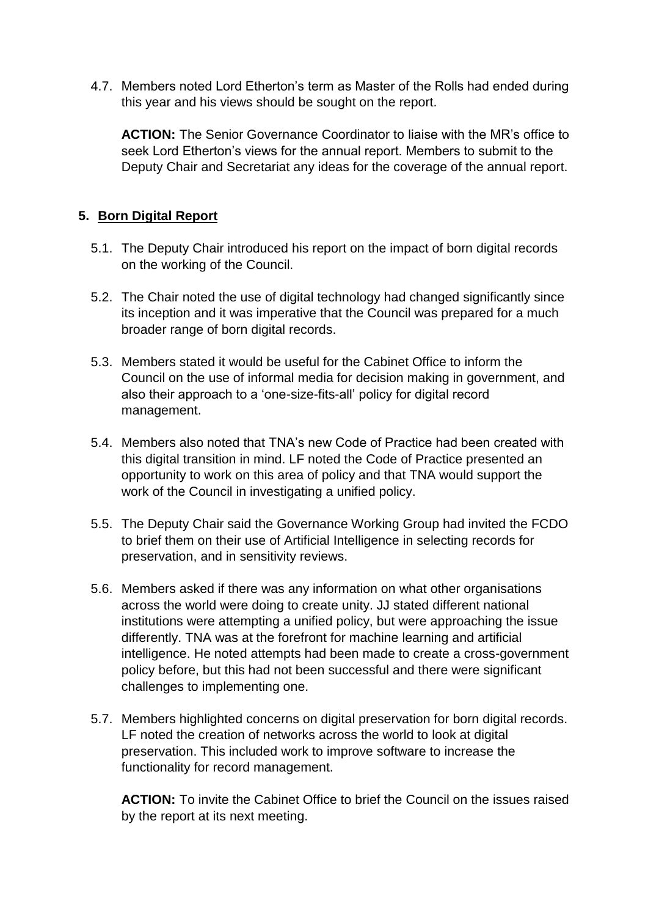4.7. Members noted Lord Etherton’s term as Master of the Rolls had ended during this year and his views should be sought on the report.

**ACTION:** The Senior Governance Coordinator to liaise with the MR’s office to seek Lord Etherton’s views for the annual report. Members to submit to the Deputy Chair and Secretariat any ideas for the coverage of the annual report.

## 5. Born Digital Report

5.1. The Deputy Chair introduced his report on the impact of born digital records on the working of the Council.

5.2. The Chair noted the use of digital technology had changed significantly since its inception and it was imperative that the Council was prepared for a much broader range of born digital records.

5.3. Members stated it would be useful for the Cabinet Office to inform the Council on the use of informal media for decision making in government, and also their approach to a ‘one-size-fits-all’ policy for digital record management.

5.4. Members also noted that TNA’s new Code of Practice had been created with this digital transition in mind. LF noted the Code of Practice presented an opportunity to work on this area of policy and that TNA would support the work of the Council in investigating a unified policy.

5.5. The Deputy Chair said the Governance Working Group had invited the FCDO to brief them on their use of Artificial Intelligence in selecting records for preservation, and in sensitivity reviews.

5.6. Members asked if there was any information on what other organisations across the world were doing to create unity. JJ stated different national institutions were attempting a unified policy, but were approaching the issue differently. TNA was at the forefront for machine learning and artificial intelligence. He noted attempts had been made to create a cross-government policy before, but this had not been successful and there were significant challenges to implementing one.

5.7. Members highlighted concerns on digital preservation for born digital records. LF noted the creation of networks across the world to look at digital preservation. This included work to improve software to increase the functionality for record management.

**ACTION:** To invite the Cabinet Office to brief the Council on the issues raised by the report at its next meeting.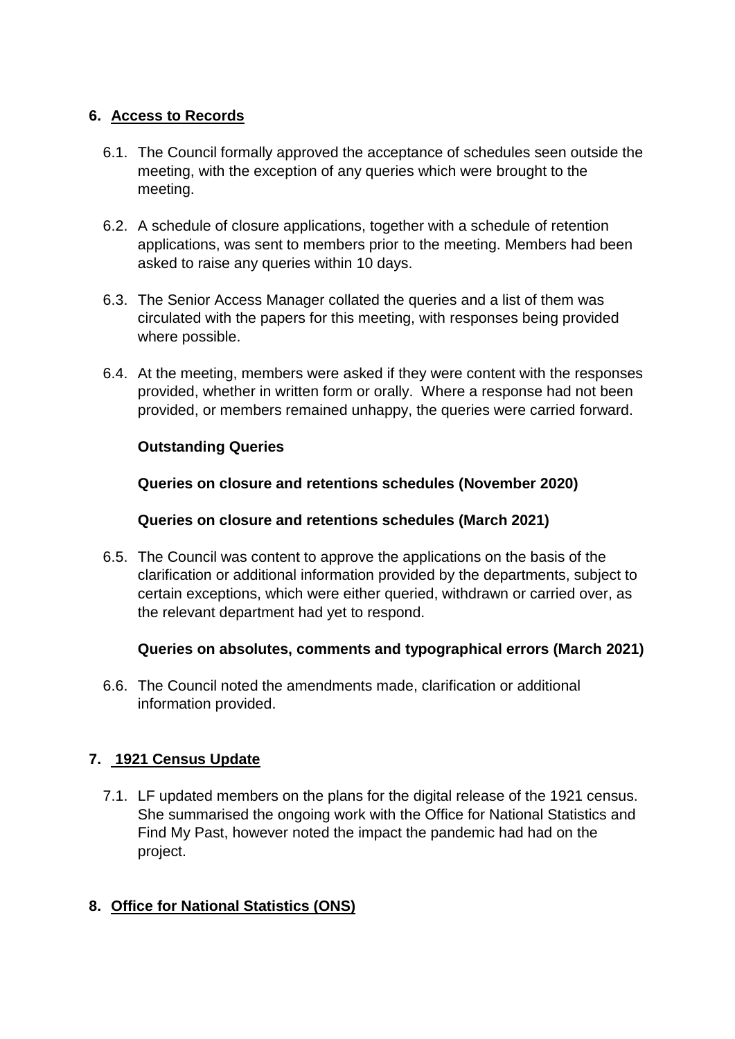## 6. Access to Records

6.1. The Council formally approved the acceptance of schedules seen outside the meeting, with the exception of any queries which were brought to the meeting.

6.2. A schedule of closure applications, together with a schedule of retention applications, was sent to members prior to the meeting. Members had been asked to raise any queries within 10 days.

6.3. The Senior Access Manager collated the queries and a list of them was circulated with the papers for this meeting, with responses being provided where possible.

6.4. At the meeting, members were asked if they were content with the responses provided, whether in written form or orally. Where a response had not been provided, or members remained unhappy, the queries were carried forward.

**Outstanding Queries**

**Queries on closure and retentions schedules (November 2020)**

**Queries on closure and retentions schedules (March 2021)**

6.5. The Council was content to approve the applications on the basis of the clarification or additional information provided by the departments, subject to certain exceptions, which were either queried, withdrawn or carried over, as the relevant department had yet to respond.

**Queries on absolutes, comments and typographical errors (March 2021)**

6.6. The Council noted the amendments made, clarification or additional information provided.

## 7. 1921 Census Update

7.1. LF updated members on the plans for the digital release of the 1921 census. She summarised the ongoing work with the Office for National Statistics and Find My Past, however noted the impact the pandemic had had on the project.

## 8. Office for National Statistics (ONS)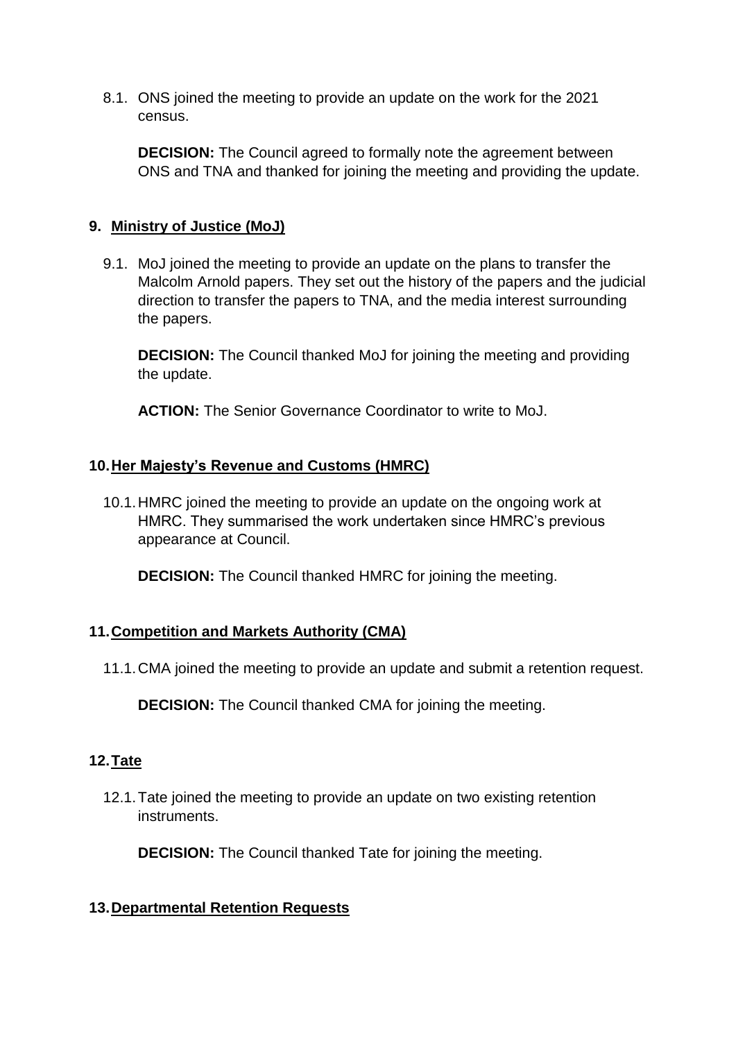8.1. ONS joined the meeting to provide an update on the work for the 2021 census.

**DECISION:** The Council agreed to formally note the agreement between ONS and TNA and thanked for joining the meeting and providing the update.

## 9. Ministry of Justice (MoJ)

9.1. MoJ joined the meeting to provide an update on the plans to transfer the Malcolm Arnold papers. They set out the history of the papers and the judicial direction to transfer the papers to TNA, and the media interest surrounding the papers.

**DECISION:** The Council thanked MoJ for joining the meeting and providing the update.

**ACTION:** The Senior Governance Coordinator to write to MoJ.

## 10. Her Majesty's Revenue and Customs (HMRC)

10.1. HMRC joined the meeting to provide an update on the ongoing work at HMRC. They summarised the work undertaken since HMRC's previous appearance at Council.

**DECISION:** The Council thanked HMRC for joining the meeting.

## 11. Competition and Markets Authority (CMA)

11.1. CMA joined the meeting to provide an update and submit a retention request.

**DECISION:** The Council thanked CMA for joining the meeting.

## 12. Tate

12.1. Tate joined the meeting to provide an update on two existing retention instruments.

**DECISION:** The Council thanked Tate for joining the meeting.

## 13. Departmental Retention Requests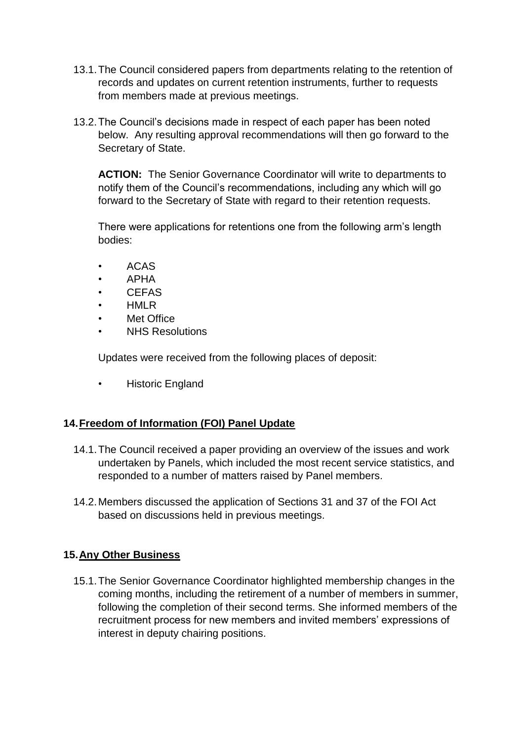13.1. The Council considered papers from departments relating to the retention of records and updates on current retention instruments, further to requests from members made at previous meetings.

13.2. The Council's decisions made in respect of each paper has been noted below. Any resulting approval recommendations will then go forward to the Secretary of State.

**ACTION:** The Senior Governance Coordinator will write to departments to notify them of the Council's recommendations, including any which will go forward to the Secretary of State with regard to their retention requests.

There were applications for retentions one from the following arm's length bodies:

- ACAS
- APHA
- CEFAS
- HMLR
- Met Office
- NHS Resolutions

Updates were received from the following places of deposit:

- Historic England

## 14. Freedom of Information (FOI) Panel Update

14.1. The Council received a paper providing an overview of the issues and work undertaken by Panels, which included the most recent service statistics, and responded to a number of matters raised by Panel members.

14.2. Members discussed the application of Sections 31 and 37 of the FOI Act based on discussions held in previous meetings.

## 15. Any Other Business

15.1. The Senior Governance Coordinator highlighted membership changes in the coming months, including the retirement of a number of members in summer, following the completion of their second terms. She informed members of the recruitment process for new members and invited members' expressions of interest in deputy chairing positions.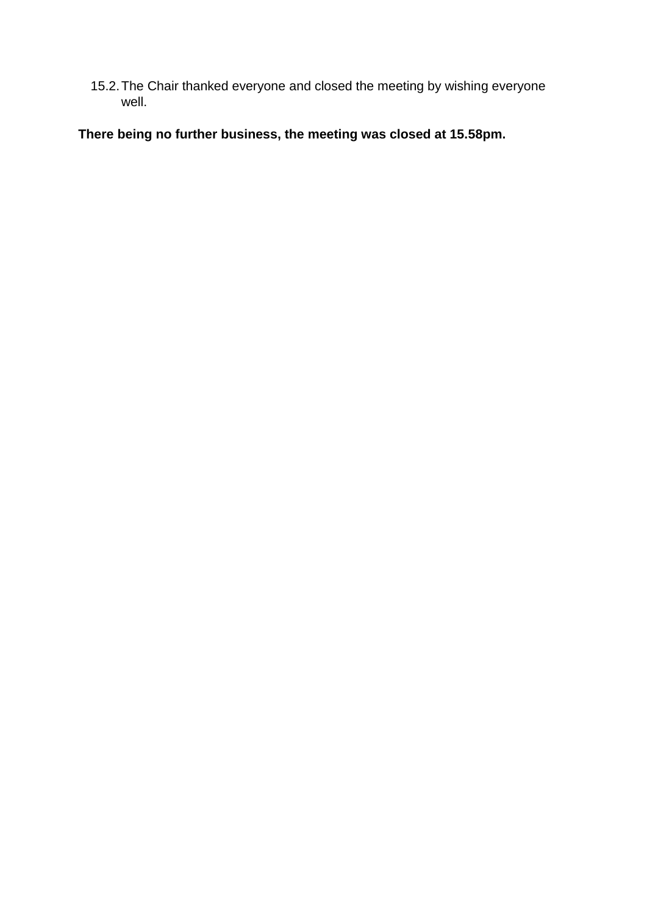15.2. The Chair thanked everyone and closed the meeting by wishing everyone well.

**There being no further business, the meeting was closed at 15.58pm.**